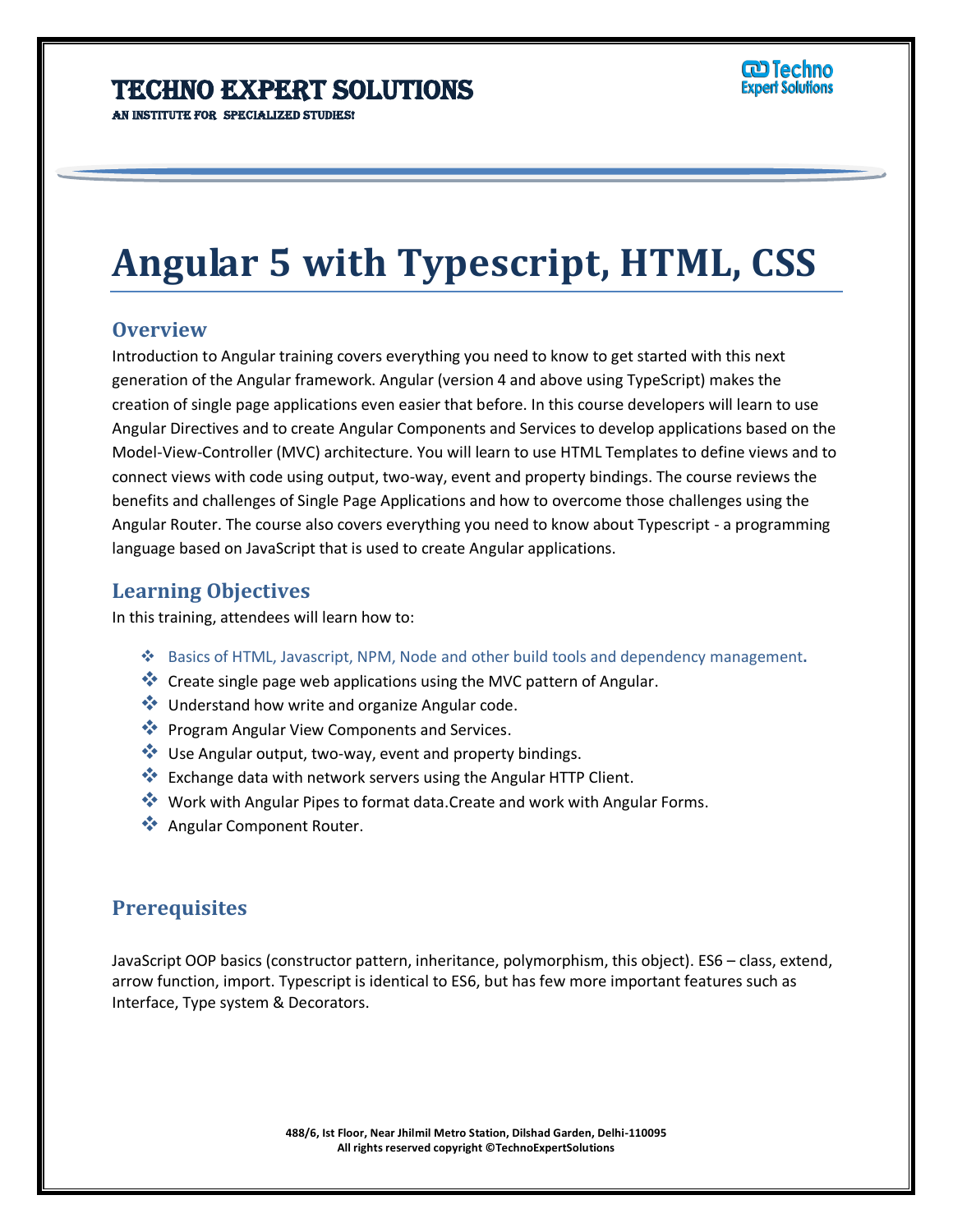# Angular 5 with Typescript, HTML, CSS

## Overview

Introduction to Angular training covers everything you need to know to get started with this next generation of the Angular framework. Angular (version 4 and above using TypeScript) makes the creation of single page applications even easier that before. In this course developers will learn to use Angular Directives and to create Angular Components and Services to develop applications based on the Model-View-Controller (MVC) architecture. You will learn to use HTML Templates to define views and to connect views with code using output, two-way, event and property bindings. The course reviews the benefits and challenges of Single Page Applications and how to overcome those challenges using the Angular Router. The course also covers everything you need to know about Typescript - a programming language based on JavaScript that is used to create Angular applications.

## Learning Objectives

In this training, attendees will learn how to:

- Basics of HTML, Javascript, NPM, Node and other build tools and dependency management.
- Create single page web applications using the MVC pattern of Angular.
- Understand how write and organize Angular code.
- Program Angular View Components and Services.
- Use Angular output, two-way, event and property bindings.
- Exchange data with network servers using the Angular HTTP Client.
- Work with Angular Pipes to format data.Create and work with Angular Forms.
- Angular Component Router.

## Prerequisites

JavaScript OOP basics (constructor pattern, inheritance, polymorphism, this object). ES6 – class, extend, arrow function, import. Typescript is identical to ES6, but has few more important features such as Interface, Type system & Decorators.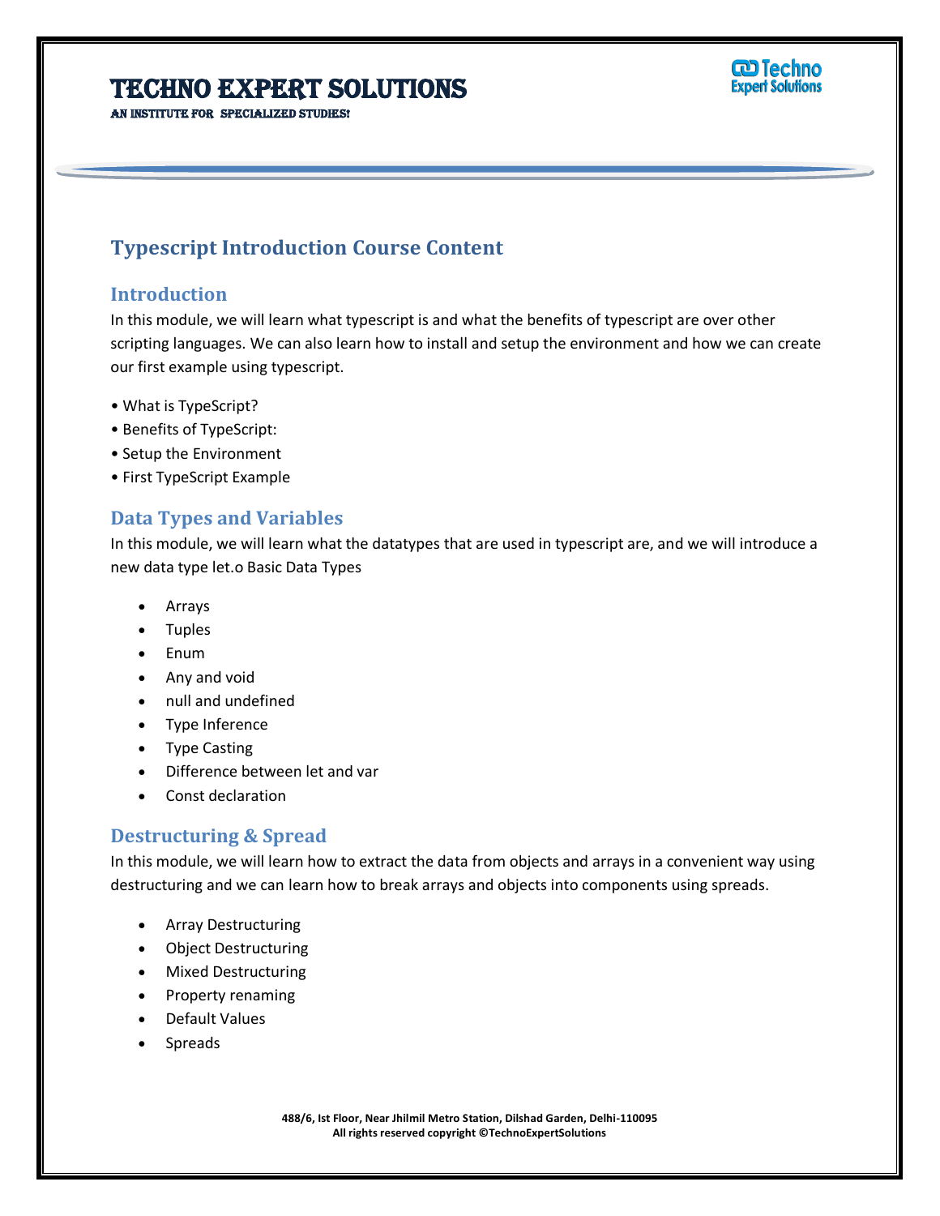# Typescript Introduction Course Content

## Introduction

In this module, we will learn what typescript is and what the benefits of typescript are over other scripting languages. We can also learn how to install and setup the environment and how we can create our first example using typescript.

- What is TypeScript?
- Benefits of TypeScript:
- Setup the Environment
- First TypeScript Example

## Data Types and Variables

In this module, we will learn what the datatypes that are used in typescript are, and we will introduce a new data type let.o Basic Data Types

- Arrays
- Tuples
- Enum
- Any and void
- null and undefined
- Type Inference
- Type Casting
- Difference between let and var
- Const declaration

## Destructuring & Spread

In this module, we will learn how to extract the data from objects and arrays in a convenient way using destructuring and we can learn how to break arrays and objects into components using spreads.

- Array Destructuring
- Object Destructuring
- Mixed Destructuring
- Property renaming
- Default Values
- Spreads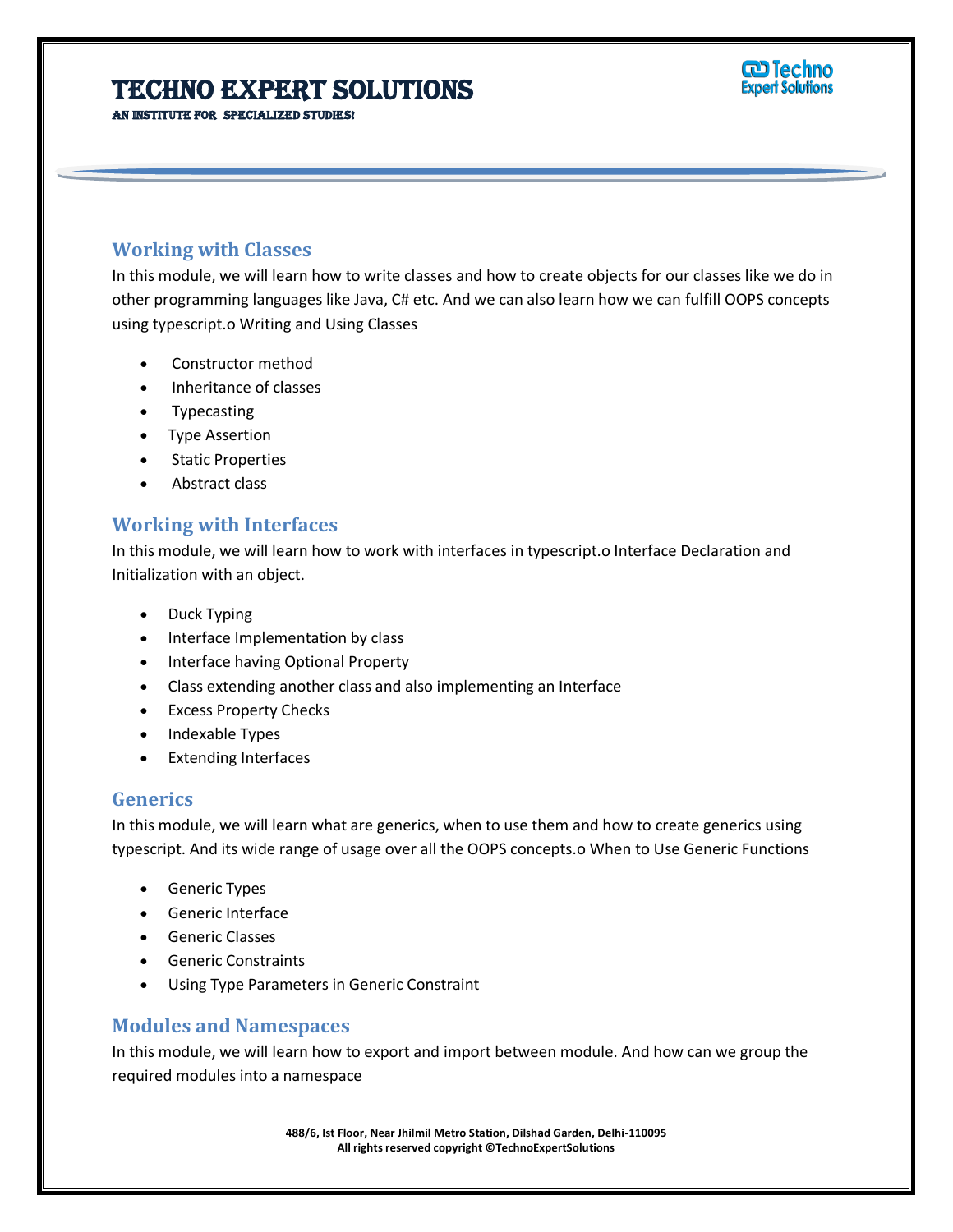## Working with Classes

In this module, we will learn how to write classes and how to create objects for our classes like we do in other programming languages like Java, C# etc. And we can also learn how we can fulfill OOPS concepts using typescript.o Writing and Using Classes

- Constructor method
- Inheritance of classes
- Typecasting
- Type Assertion
- Static Properties
- Abstract class

## Working with Interfaces

In this module, we will learn how to work with interfaces in typescript.o Interface Declaration and Initialization with an object.

- Duck Typing
- Interface Implementation by class
- Interface having Optional Property
- Class extending another class and also implementing an Interface
- Excess Property Checks
- Indexable Types
- Extending Interfaces

## Generics

In this module, we will learn what are generics, when to use them and how to create generics using typescript. And its wide range of usage over all the OOPS concepts.o When to Use Generic Functions

- Generic Types
- Generic Interface
- Generic Classes
- Generic Constraints
- Using Type Parameters in Generic Constraint

## Modules and Namespaces

In this module, we will learn how to export and import between module. And how can we group the required modules into a namespace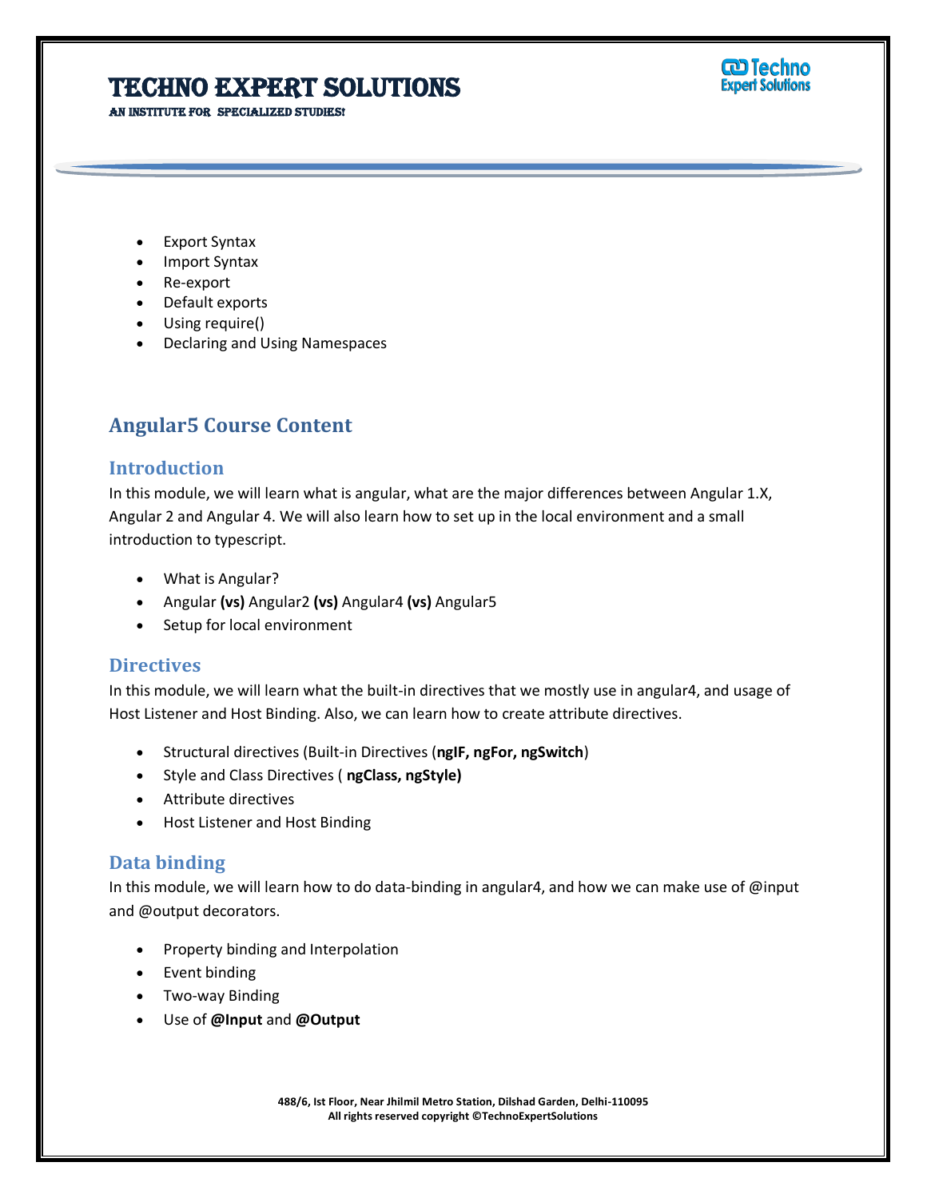- Export Syntax
- Import Syntax
- Re-export
- Default exports
- Using require()
- Declaring and Using Namespaces

## Angular5 Course Content

### Introduction

In this module, we will learn what is angular, what are the major differences between Angular 1.X, Angular 2 and Angular 4. We will also learn how to set up in the local environment and a small introduction to typescript.

- What is Angular?
- Angular **(vs)** Angular2 **(vs)** Angular4 **(vs)** Angular5
- Setup for local environment

### Directives

In this module, we will learn what the built-in directives that we mostly use in angular4, and usage of Host Listener and Host Binding. Also, we can learn how to create attribute directives.

- Structural directives (Built-in Directives (**ngIF, ngFor, ngSwitch**)
- Style and Class Directives ( **ngClass, ngStyle)**
- Attribute directives
- Host Listener and Host Binding

### Data binding

In this module, we will learn how to do data-binding in angular4, and how we can make use of @input and @output decorators.

- Property binding and Interpolation
- Event binding
- Two-way Binding
- Use of **@Input** and **@Output**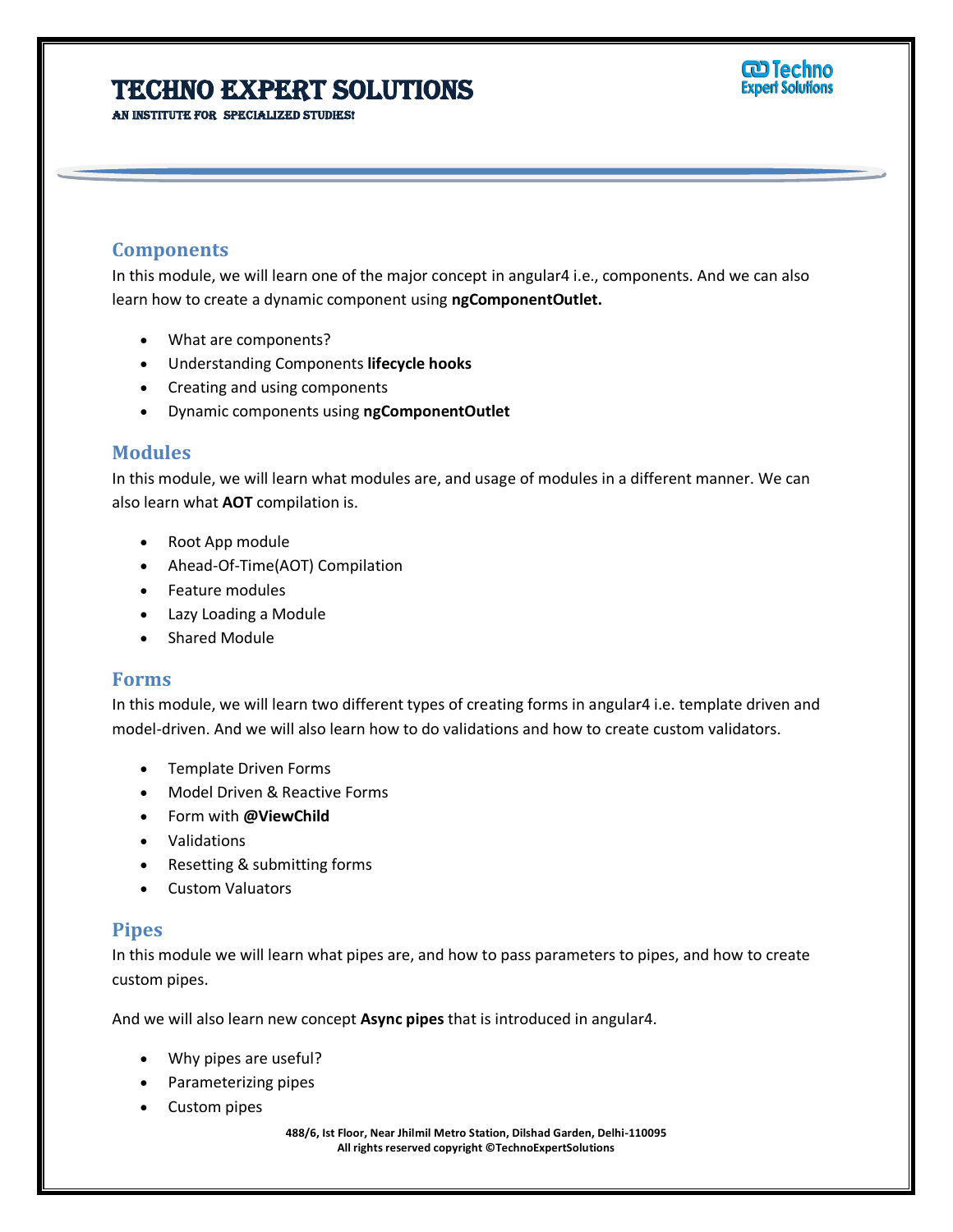## Components

In this module, we will learn one of the major concept in angular4 i.e., components. And we can also learn how to create a dynamic component using **ngComponentOutlet.**

- What are components?
- Understanding Components **lifecycle hooks**
- Creating and using components
- Dynamic components using **ngComponentOutlet**

## Modules

In this module, we will learn what modules are, and usage of modules in a different manner. We can also learn what **AOT** compilation is.

- Root App module
- Ahead-Of-Time(AOT) Compilation
- Feature modules
- Lazy Loading a Module
- Shared Module

## Forms

In this module, we will learn two different types of creating forms in angular4 i.e. template driven and model-driven. And we will also learn how to do validations and how to create custom validators.

- Template Driven Forms
- Model Driven & Reactive Forms
- Form with **@ViewChild**
- Validations
- Resetting & submitting forms
- Custom Valuators

## Pipes

In this module we will learn what pipes are, and how to pass parameters to pipes, and how to create custom pipes.

And we will also learn new concept **Async pipes** that is introduced in angular4.

- Why pipes are useful?
- Parameterizing pipes
- Custom pipes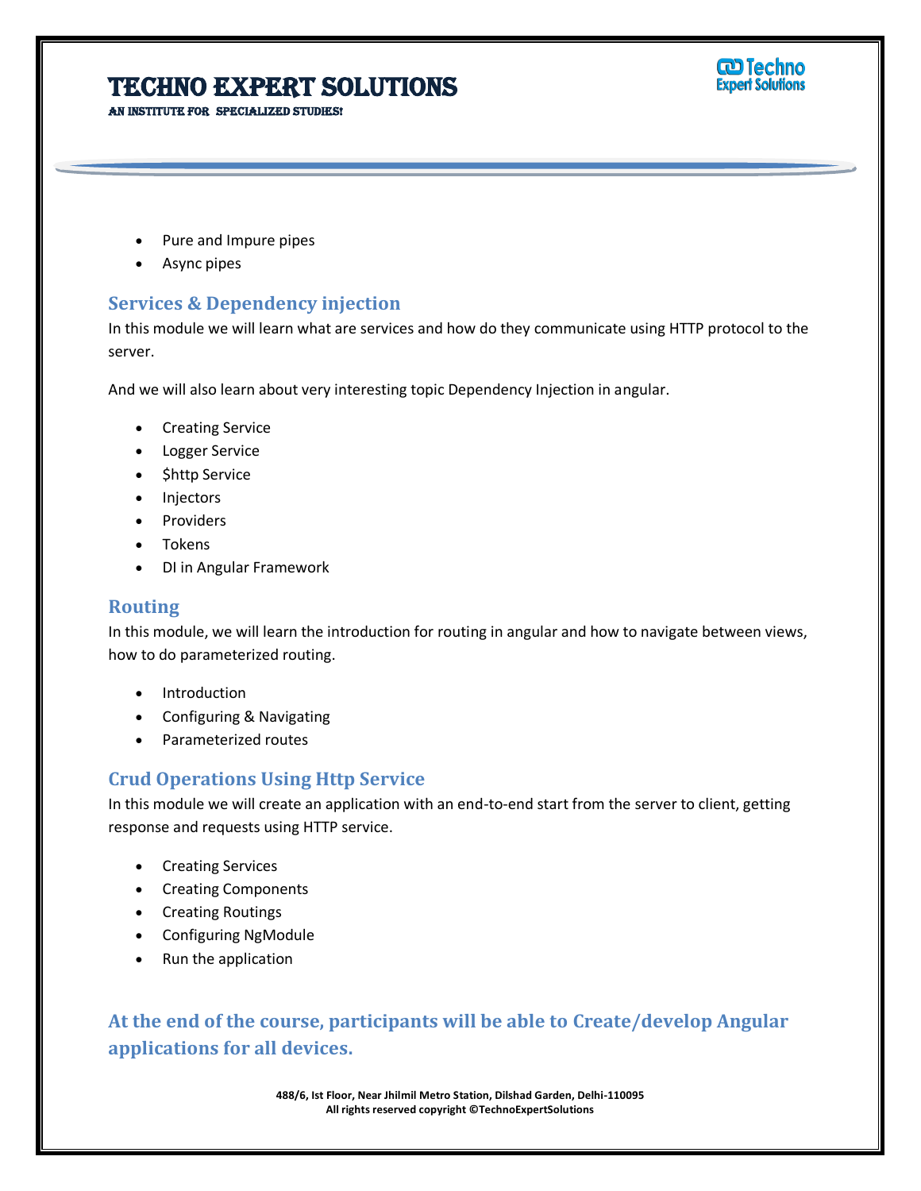- Pure and Impure pipes
- Async pipes

## Services & Dependency injection

In this module we will learn what are services and how do they communicate using HTTP protocol to the server.

And we will also learn about very interesting topic Dependency Injection in angular.

- Creating Service
- Logger Service
- $http Service
- Injectors
- Providers
- Tokens
- DI in Angular Framework

## Routing

In this module, we will learn the introduction for routing in angular and how to navigate between views, how to do parameterized routing.

- Introduction
- Configuring & Navigating
- Parameterized routes

## Crud Operations Using Http Service

In this module we will create an application with an end-to-end start from the server to client, getting response and requests using HTTP service.

- Creating Services
- Creating Components
- Creating Routings
- Configuring NgModule
- Run the application

## At the end of the course, participants will be able to Create/develop Angular applications for all devices.